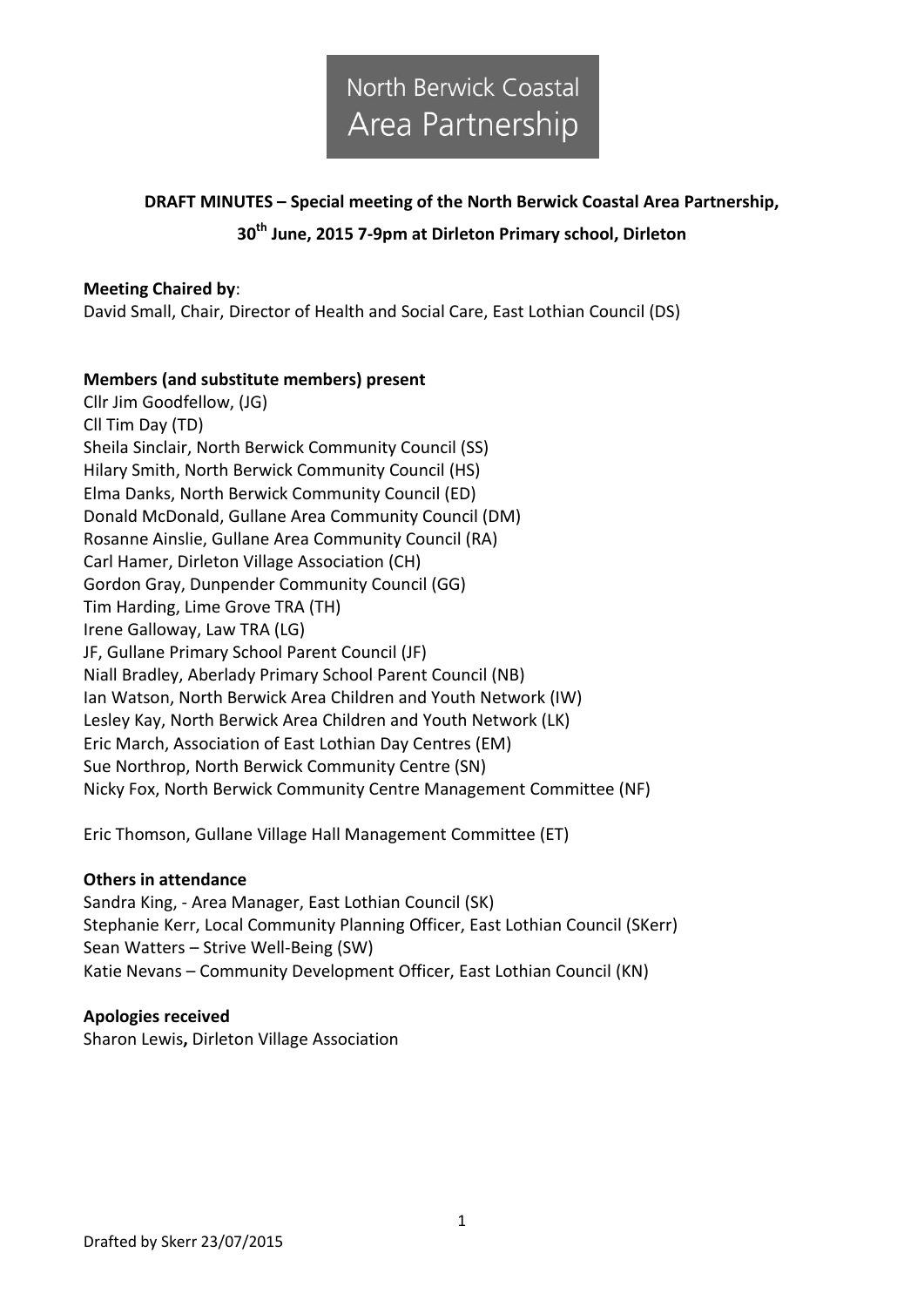North Berwick Coastal Area Partnership

**DRAFT MINUTES – Special meeting of the North Berwick Coastal Area Partnership, 30th June, 2015 7-9pm at Dirleton Primary school, Dirleton**

**Meeting Chaired by**:
David Small, Chair, Director of Health and Social Care, East Lothian Council (DS)

**Members (and substitute members) present**
Cllr Jim Goodfellow, (JG)
Cll Tim Day (TD)
Sheila Sinclair, North Berwick Community Council (SS)
Hilary Smith, North Berwick Community Council (HS)
Elma Danks, North Berwick Community Council (ED)
Donald McDonald, Gullane Area Community Council (DM)
Rosanne Ainslie, Gullane Area Community Council (RA)
Carl Hamer, Dirleton Village Association (CH)
Gordon Gray, Dunpender Community Council (GG)
Tim Harding, Lime Grove TRA (TH)
Irene Galloway, Law TRA (LG)
JF, Gullane Primary School Parent Council (JF)
Niall Bradley, Aberlady Primary School Parent Council (NB)
Ian Watson, North Berwick Area Children and Youth Network (IW)
Lesley Kay, North Berwick Area Children and Youth Network (LK)
Eric March, Association of East Lothian Day Centres (EM)
Sue Northrop, North Berwick Community Centre (SN)
Nicky Fox, North Berwick Community Centre Management Committee (NF)

Eric Thomson, Gullane Village Hall Management Committee (ET)

**Others in attendance**
Sandra King, - Area Manager, East Lothian Council (SK)
Stephanie Kerr, Local Community Planning Officer, East Lothian Council (SKerr)
Sean Watters – Strive Well-Being (SW)
Katie Nevans – Community Development Officer, East Lothian Council (KN)

**Apologies received**
Sharon Lewis**,** Dirleton Village Association

Drafted by Skerr 23/07/2015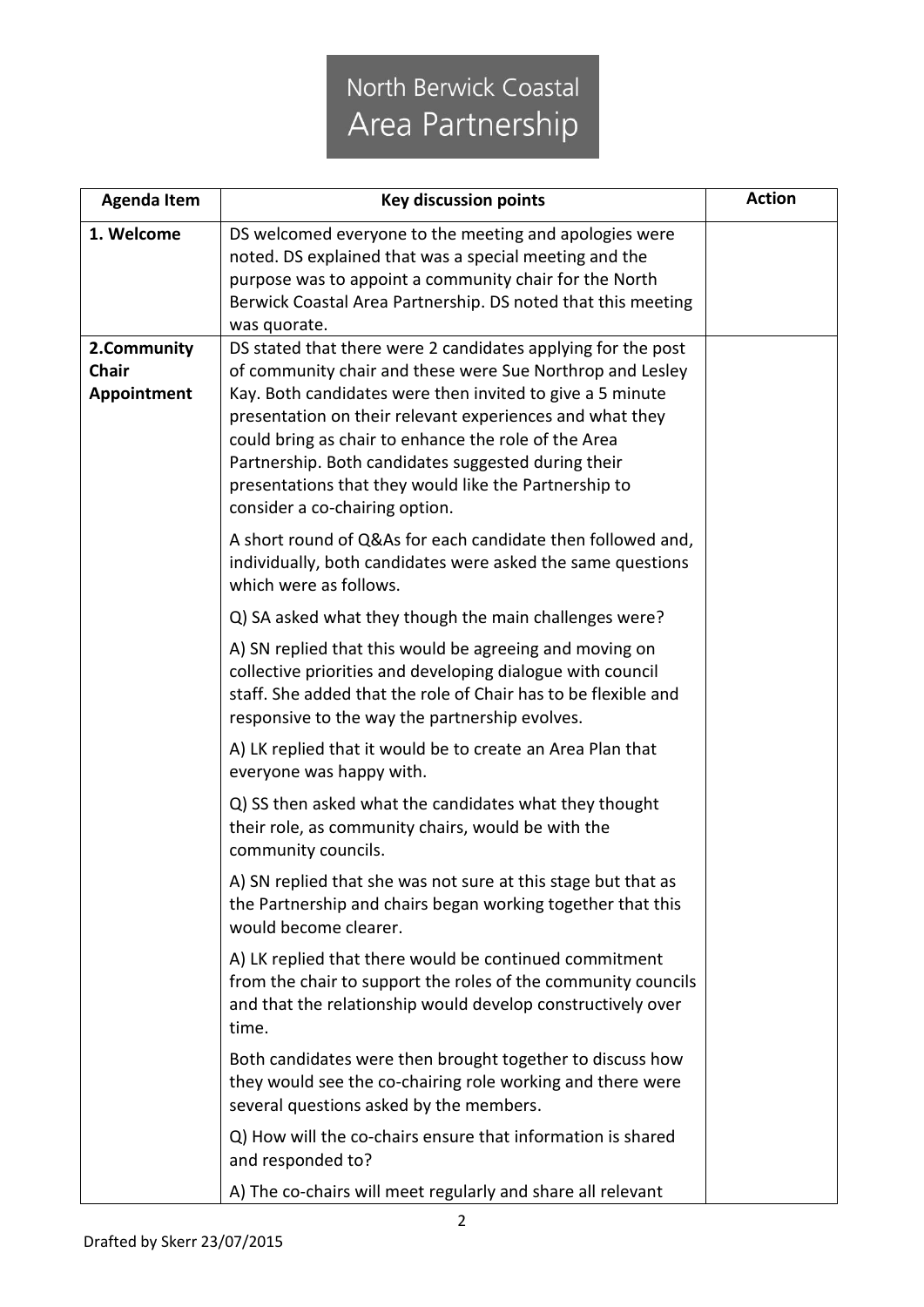# North Berwick Coastal Area Partnership

| Agenda Item | Key discussion points | Action |
| --- | --- | --- |
| **1. Welcome** | DS welcomed everyone to the meeting and apologies were noted. DS explained that was a special meeting and the purpose was to appoint a community chair for the North Berwick Coastal Area Partnership. DS noted that this meeting was quorate. | |
| **2.Community Chair Appointment** | DS stated that there were 2 candidates applying for the post of community chair and these were Sue Northrop and Lesley Kay. Both candidates were then invited to give a 5 minute presentation on their relevant experiences and what they could bring as chair to enhance the role of the Area Partnership. Both candidates suggested during their presentations that they would like the Partnership to consider a co-chairing option.<br><br>A short round of Q&As for each candidate then followed and, individually, both candidates were asked the same questions which were as follows.<br><br>Q) SA asked what they though the main challenges were?<br><br>A) SN replied that this would be agreeing and moving on collective priorities and developing dialogue with council staff. She added that the role of Chair has to be flexible and responsive to the way the partnership evolves.<br><br>A) LK replied that it would be to create an Area Plan that everyone was happy with.<br><br>Q) SS then asked what the candidates what they thought their role, as community chairs, would be with the community councils.<br><br>A) SN replied that she was not sure at this stage but that as the Partnership and chairs began working together that this would become clearer.<br><br>A) LK replied that there would be continued commitment from the chair to support the roles of the community councils and that the relationship would develop constructively over time.<br><br>Both candidates were then brought together to discuss how they would see the co-chairing role working and there were several questions asked by the members.<br><br>Q) How will the co-chairs ensure that information is shared and responded to?<br><br>A) The co-chairs will meet regularly and share all relevant | |

Drafted by Skerr 23/07/2015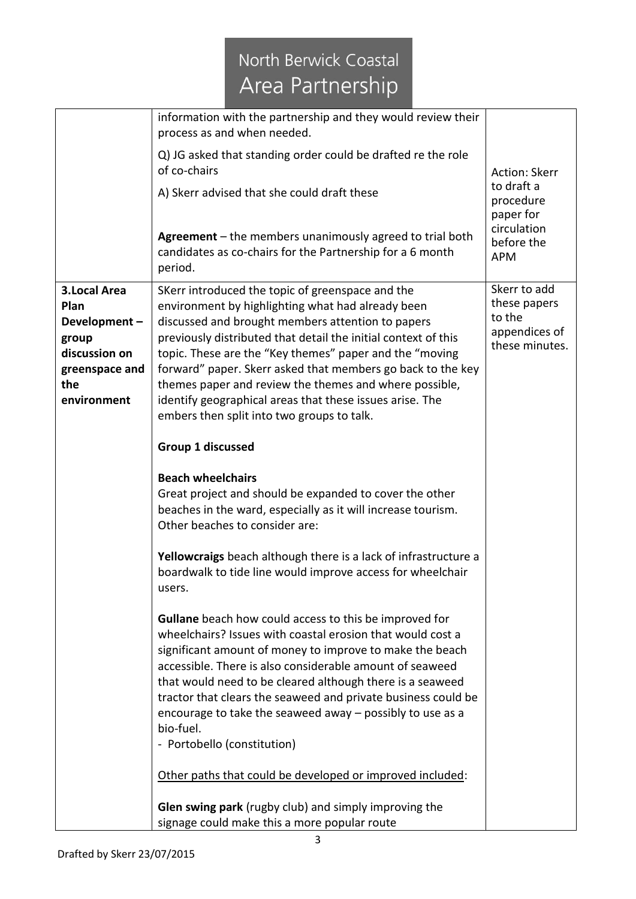| | | |
|---|---|---|
| | information with the partnership and they would review their process as and when needed.<br><br>Q) JG asked that standing order could be drafted re the role of co-chairs<br><br>A) Skerr advised that she could draft these<br><br>**Agreement** – the members unanimously agreed to trial both candidates as co-chairs for the Partnership for a 6 month period. | Action: Skerr to draft a procedure paper for circulation before the APM |
| **3.Local Area Plan Development – group discussion on greenspace and the environment** | SKerr introduced the topic of greenspace and the environment by highlighting what had already been discussed and brought members attention to papers previously distributed that detail the initial context of this topic. These are the "Key themes" paper and the "moving forward" paper. Skerr asked that members go back to the key themes paper and review the themes and where possible, identify geographical areas that these issues arise. The embers then split into two groups to talk.<br><br>**Group 1 discussed**<br><br>**Beach wheelchairs**<br>Great project and should be expanded to cover the other beaches in the ward, especially as it will increase tourism. Other beaches to consider are:<br><br>**Yellowcraigs** beach although there is a lack of infrastructure a boardwalk to tide line would improve access for wheelchair users.<br><br>**Gullane** beach how could access to this be improved for wheelchairs? Issues with coastal erosion that would cost a significant amount of money to improve to make the beach accessible. There is also considerable amount of seaweed that would need to be cleared although there is a seaweed tractor that clears the seaweed and private business could be encourage to take the seaweed away – possibly to use as a bio-fuel.<br>- Portobello (constitution)<br><br><u>Other paths that could be developed or improved included</u>:<br><br>**Glen swing park** (rugby club) and simply improving the signage could make this a more popular route | Skerr to add these papers to the appendices of these minutes. |

Drafted by Skerr 23/07/2015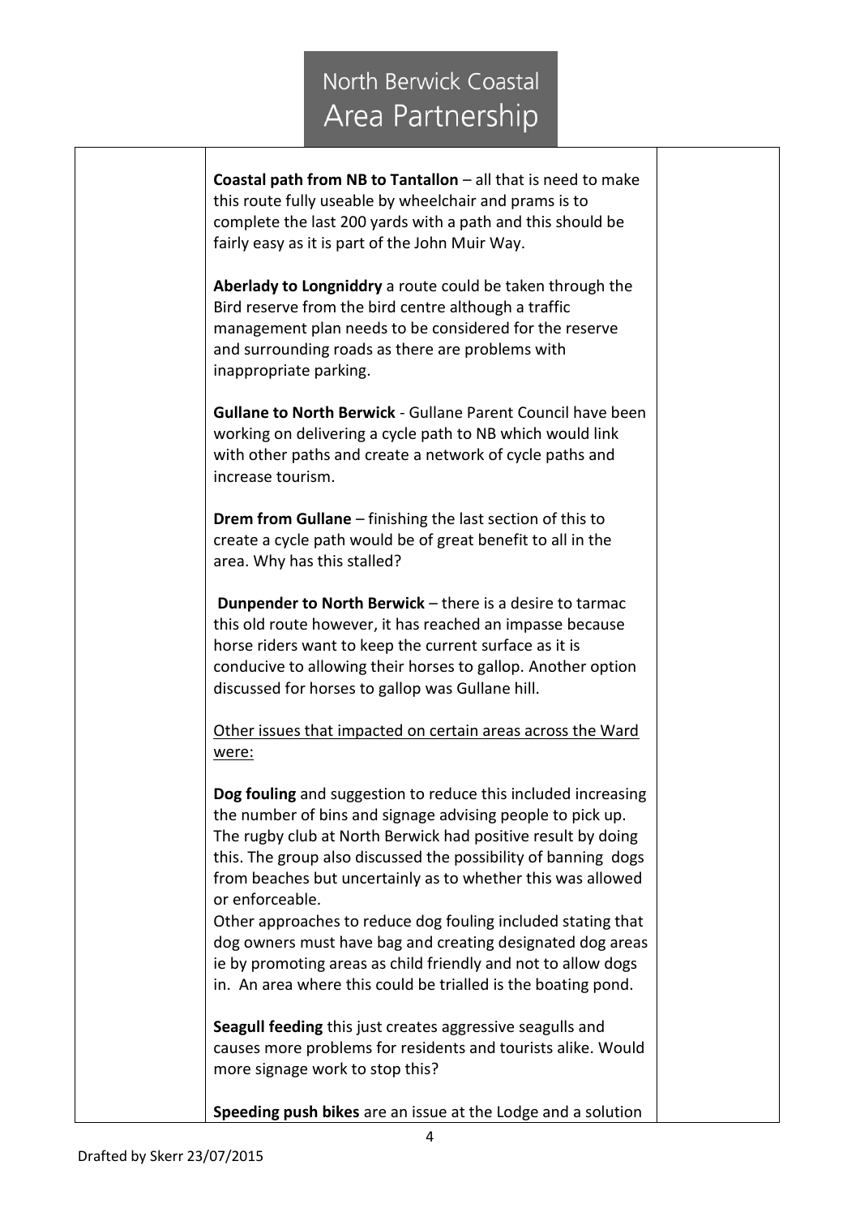**Coastal path from NB to Tantallon** – all that is need to make this route fully useable by wheelchair and prams is to complete the last 200 yards with a path and this should be fairly easy as it is part of the John Muir Way.

**Aberlady to Longniddry** a route could be taken through the Bird reserve from the bird centre although a traffic management plan needs to be considered for the reserve and surrounding roads as there are problems with inappropriate parking.

**Gullane to North Berwick** - Gullane Parent Council have been working on delivering a cycle path to NB which would link with other paths and create a network of cycle paths and increase tourism.

**Drem from Gullane** – finishing the last section of this to create a cycle path would be of great benefit to all in the area. Why has this stalled?

**Dunpender to North Berwick** – there is a desire to tarmac this old route however, it has reached an impasse because horse riders want to keep the current surface as it is conducive to allowing their horses to gallop. Another option discussed for horses to gallop was Gullane hill.

<u>Other issues that impacted on certain areas across the Ward were:</u>

**Dog fouling** and suggestion to reduce this included increasing the number of bins and signage advising people to pick up. The rugby club at North Berwick had positive result by doing this. The group also discussed the possibility of banning dogs from beaches but uncertainly as to whether this was allowed or enforceable.
Other approaches to reduce dog fouling included stating that dog owners must have bag and creating designated dog areas ie by promoting areas as child friendly and not to allow dogs in. An area where this could be trialled is the boating pond.

**Seagull feeding** this just creates aggressive seagulls and causes more problems for residents and tourists alike. Would more signage work to stop this?

**Speeding push bikes** are an issue at the Lodge and a solution

Drafted by Skerr 23/07/2015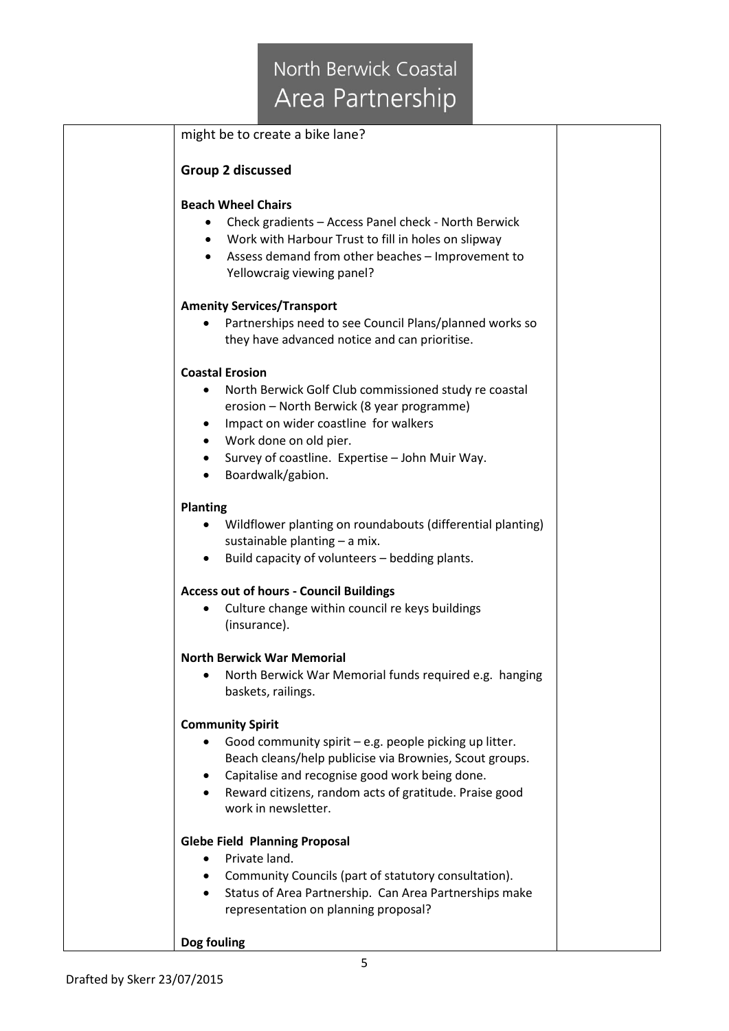might be to create a bike lane?

**Group 2 discussed**

**Beach Wheel Chairs**

- Check gradients – Access Panel check - North Berwick
- Work with Harbour Trust to fill in holes on slipway
- Assess demand from other beaches – Improvement to Yellowcraig viewing panel?

**Amenity Services/Transport**

- Partnerships need to see Council Plans/planned works so they have advanced notice and can prioritise.

**Coastal Erosion**

- North Berwick Golf Club commissioned study re coastal erosion – North Berwick (8 year programme)
- Impact on wider coastline for walkers
- Work done on old pier.
- Survey of coastline. Expertise – John Muir Way.
- Boardwalk/gabion.

**Planting**

- Wildflower planting on roundabouts (differential planting) sustainable planting – a mix.
- Build capacity of volunteers – bedding plants.

**Access out of hours - Council Buildings**

- Culture change within council re keys buildings (insurance).

**North Berwick War Memorial**

- North Berwick War Memorial funds required e.g. hanging baskets, railings.

**Community Spirit**

- Good community spirit – e.g. people picking up litter. Beach cleans/help publicise via Brownies, Scout groups.
- Capitalise and recognise good work being done.
- Reward citizens, random acts of gratitude. Praise good work in newsletter.

**Glebe Field Planning Proposal**

- Private land.
- Community Councils (part of statutory consultation).
- Status of Area Partnership. Can Area Partnerships make representation on planning proposal?

**Dog fouling**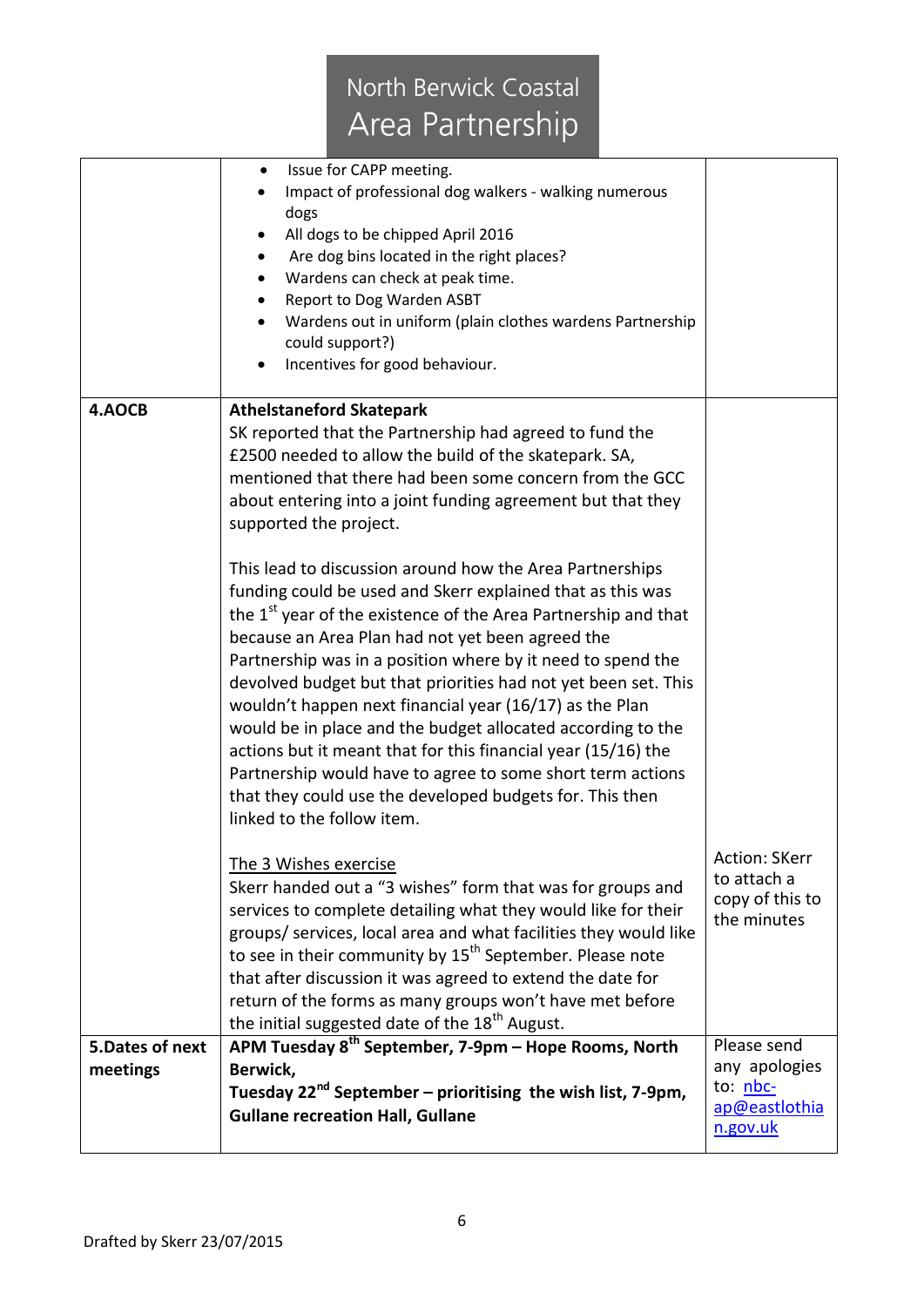# North Berwick Coastal Area Partnership

| | | |
|---|---|---|
| | • Issue for CAPP meeting.<br>• Impact of professional dog walkers - walking numerous dogs<br>• All dogs to be chipped April 2016<br>• Are dog bins located in the right places?<br>• Wardens can check at peak time.<br>• Report to Dog Warden ASBT<br>• Wardens out in uniform (plain clothes wardens Partnership could support?)<br>• Incentives for good behaviour. | |
| **4.AOCB** | **Athelstaneford Skatepark**<br>SK reported that the Partnership had agreed to fund the £2500 needed to allow the build of the skatepark. SA, mentioned that there had been some concern from the GCC about entering into a joint funding agreement but that they supported the project.<br><br>This lead to discussion around how the Area Partnerships funding could be used and Skerr explained that as this was the 1st year of the existence of the Area Partnership and that because an Area Plan had not yet been agreed the Partnership was in a position where by it need to spend the devolved budget but that priorities had not yet been set. This wouldn't happen next financial year (16/17) as the Plan would be in place and the budget allocated according to the actions but it meant that for this financial year (15/16) the Partnership would have to agree to some short term actions that they could use the developed budgets for. This then linked to the follow item.<br><br>The 3 Wishes exercise<br>Skerr handed out a "3 wishes" form that was for groups and services to complete detailing what they would like for their groups/ services, local area and what facilities they would like to see in their community by 15th September. Please note that after discussion it was agreed to extend the date for return of the forms as many groups won't have met before the initial suggested date of the 18th August. | Action: SKerr to attach a copy of this to the minutes |
| **5.Dates of next meetings** | **APM Tuesday 8th September, 7-9pm – Hope Rooms, North Berwick,**<br>**Tuesday 22nd September – prioritising the wish list, 7-9pm, Gullane recreation Hall, Gullane** | Please send any apologies to: nbc-ap@eastlothian.gov.uk |

Drafted by Skerr 23/07/2015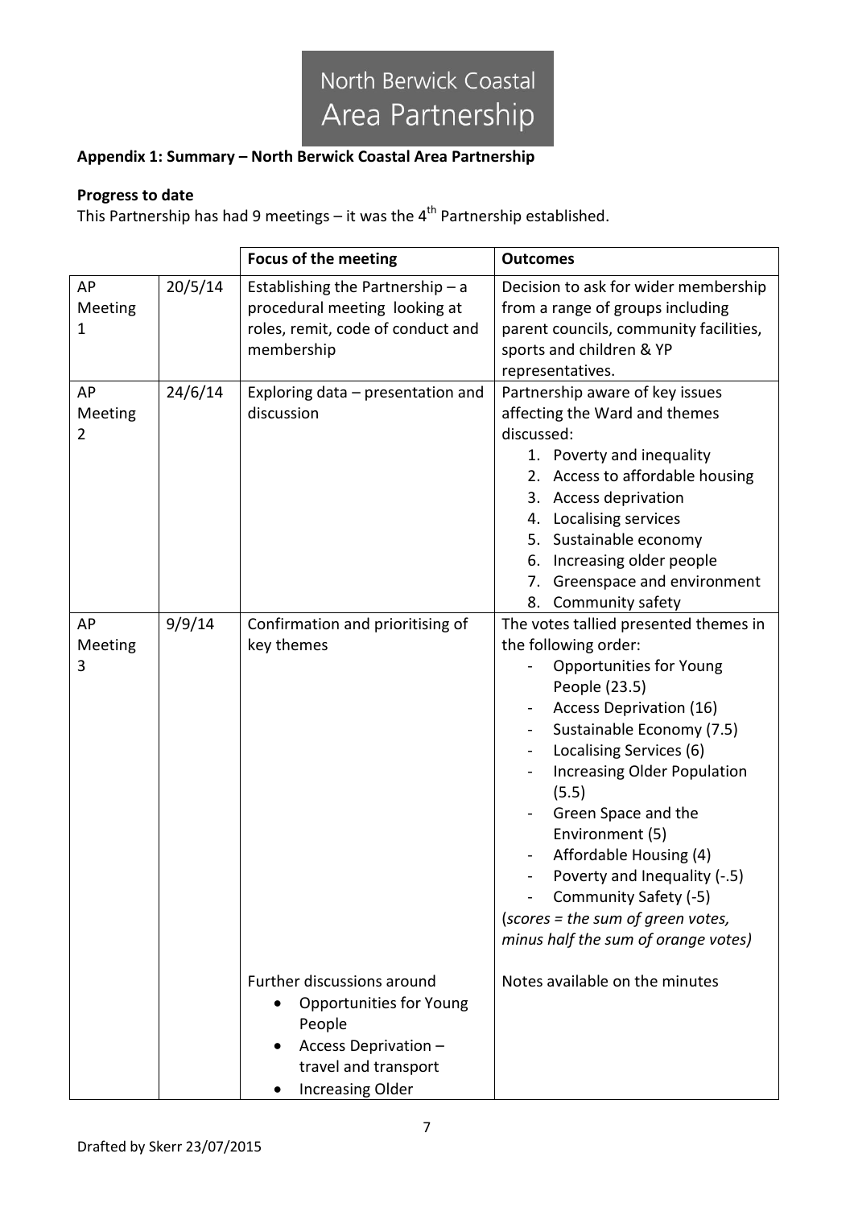North Berwick Coastal Area Partnership

**Appendix 1: Summary – North Berwick Coastal Area Partnership**

**Progress to date**

This Partnership has had 9 meetings – it was the 4th Partnership established.

| | | **Focus of the meeting** | **Outcomes** |
|---|---|---|---|
| AP Meeting 1 | 20/5/14 | Establishing the Partnership – a procedural meeting looking at roles, remit, code of conduct and membership | Decision to ask for wider membership from a range of groups including parent councils, community facilities, sports and children & YP representatives. |
| AP Meeting 2 | 24/6/14 | Exploring data – presentation and discussion | Partnership aware of key issues affecting the Ward and themes discussed:<br>1. Poverty and inequality<br>2. Access to affordable housing<br>3. Access deprivation<br>4. Localising services<br>5. Sustainable economy<br>6. Increasing older people<br>7. Greenspace and environment<br>8. Community safety |
| AP Meeting 3 | 9/9/14 | Confirmation and prioritising of key themes | The votes tallied presented themes in the following order:<br>- Opportunities for Young People (23.5)<br>- Access Deprivation (16)<br>- Sustainable Economy (7.5)<br>- Localising Services (6)<br>- Increasing Older Population (5.5)<br>- Green Space and the Environment (5)<br>- Affordable Housing (4)<br>- Poverty and Inequality (-.5)<br>- Community Safety (-5)<br>(*scores = the sum of green votes, minus half the sum of orange votes*) |
| | | Further discussions around<br>• Opportunities for Young People<br>• Access Deprivation – travel and transport<br>• Increasing Older | Notes available on the minutes |

Drafted by Skerr 23/07/2015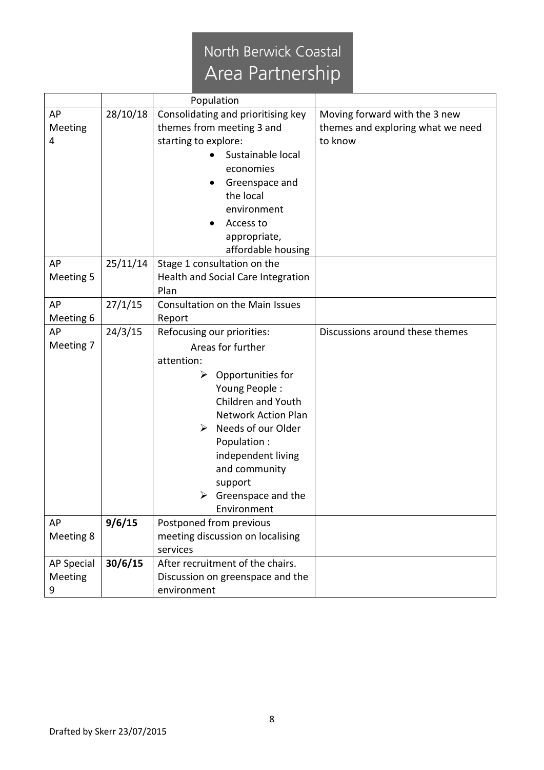| | | | |
|---|---|---|---|
| | | Population | |
| AP Meeting 4 | 28/10/18 | Consolidating and prioritising key themes from meeting 3 and starting to explore:<br>• Sustainable local economies<br>• Greenspace and the local environment<br>• Access to appropriate, affordable housing | Moving forward with the 3 new themes and exploring what we need to know |
| AP Meeting 5 | 25/11/14 | Stage 1 consultation on the Health and Social Care Integration Plan | |
| AP Meeting 6 | 27/1/15 | Consultation on the Main Issues Report | |
| AP Meeting 7 | 24/3/15 | Refocusing our priorities:<br>Areas for further attention:<br>➢ Opportunities for Young People : Children and Youth Network Action Plan<br>➢ Needs of our Older Population : independent living and community support<br>➢ Greenspace and the Environment | Discussions around these themes |
| AP Meeting 8 | **9/6/15** | Postponed from previous meeting discussion on localising services | |
| AP Special Meeting 9 | **30/6/15** | After recruitment of the chairs. Discussion on greenspace and the environment | |

Drafted by Skerr 23/07/2015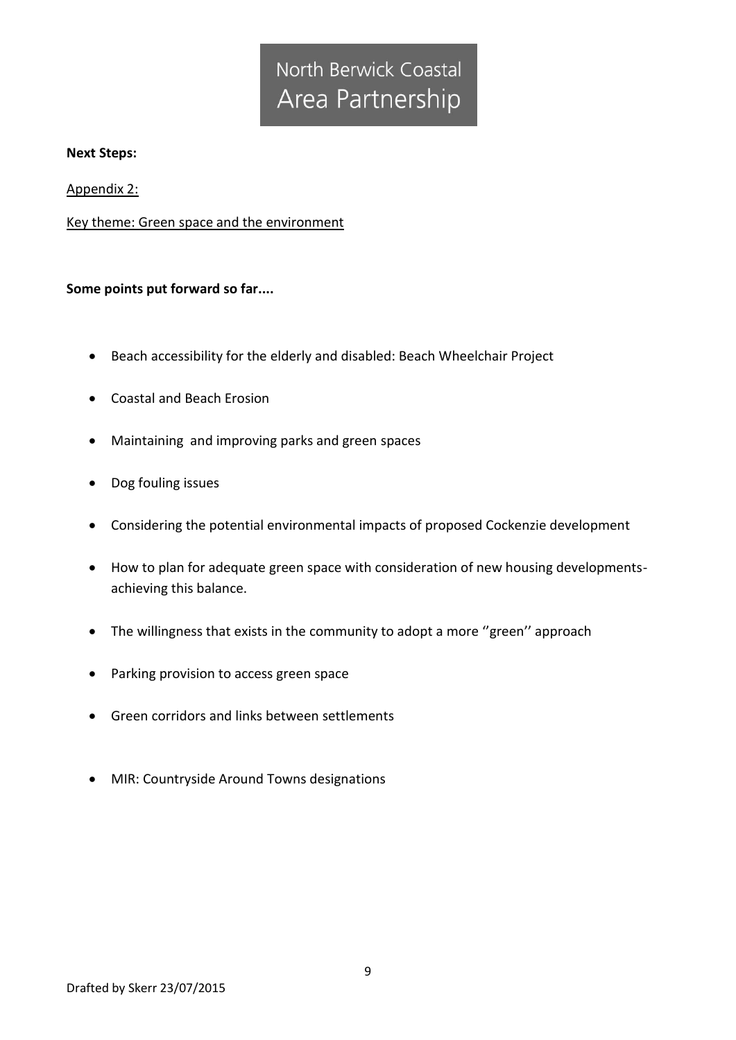North Berwick Coastal Area Partnership

**Next Steps:**

Appendix 2:

Key theme: Green space and the environment

**Some points put forward so far....**

- Beach accessibility for the elderly and disabled: Beach Wheelchair Project
- Coastal and Beach Erosion
- Maintaining and improving parks and green spaces
- Dog fouling issues
- Considering the potential environmental impacts of proposed Cockenzie development
- How to plan for adequate green space with consideration of new housing developments- achieving this balance.
- The willingness that exists in the community to adopt a more ''green'' approach
- Parking provision to access green space
- Green corridors and links between settlements
- MIR: Countryside Around Towns designations

Drafted by Skerr 23/07/2015